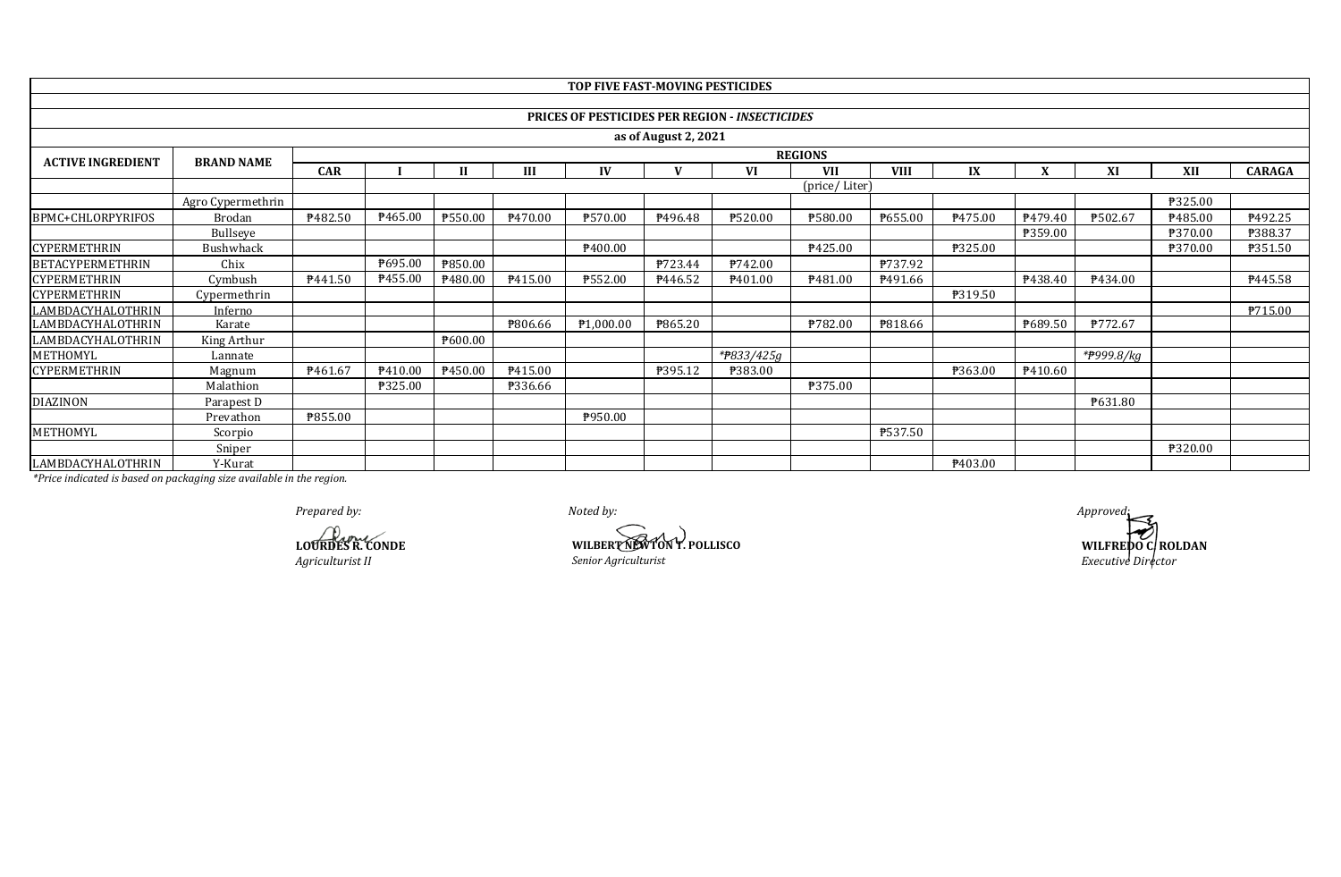| TOP FIVE FAST-MOVING PESTICIDES | | | | | | | | | | | | | | | |
|---|---|---|---|---|---|---|---|---|---|---|---|---|---|---|---|
| **PRICES OF PESTICIDES PER REGION - *INSECTICIDES*** | | | | | | | | | | | | | | | |
| **as of August 2, 2021** | | | | | | | | | | | | | | | |
| **ACTIVE INGREDIENT** | **BRAND NAME** | **REGIONS** | | | | | | | | | | | | | |
| | | **CAR** | **I** | **II** | **III** | **IV** | **V** | **VI** | **VII** | **VIII** | **IX** | **X** | **XI** | **XII** | **CARAGA** |
| | | | | | | | | | (price/ Liter) | | | | | | |
| | Agro Cypermethrin | | | | | | | | | | | | | ₱325.00 | |
| BPMC+CHLORPYRIFOS | Brodan | ₱482.50 | ₱465.00 | ₱550.00 | ₱470.00 | ₱570.00 | ₱496.48 | ₱520.00 | ₱580.00 | ₱655.00 | ₱475.00 | ₱479.40 | ₱502.67 | ₱485.00 | ₱492.25 |
| | Bullseye | | | | | | | | | | | ₱359.00 | | ₱370.00 | ₱388.37 |
| CYPERMETHRIN | Bushwhack | | | | | ₱400.00 | | | ₱425.00 | | ₱325.00 | | | ₱370.00 | ₱351.50 |
| BETACYPERMETHRIN | Chix | | ₱695.00 | ₱850.00 | | | ₱723.44 | ₱742.00 | | ₱737.92 | | | | | |
| CYPERMETHRIN | Cymbush | ₱441.50 | ₱455.00 | ₱480.00 | ₱415.00 | ₱552.00 | ₱446.52 | ₱401.00 | ₱481.00 | ₱491.66 | | ₱438.40 | ₱434.00 | | ₱445.58 |
| CYPERMETHRIN | Cypermethrin | | | | | | | | | | ₱319.50 | | | | |
| LAMBDACYHALOTHRIN | Inferno | | | | | | | | | | | | | | ₱715.00 |
| LAMBDACYHALOTHRIN | Karate | | | | ₱806.66 | ₱1,000.00 | ₱865.20 | | ₱782.00 | ₱818.66 | | ₱689.50 | ₱772.67 | | |
| LAMBDACYHALOTHRIN | King Arthur | | | ₱600.00 | | | | | | | | | | | |
| METHOMYL | Lannate | | | | | | | *₱833/425g | | | | | *₱999.8/kg | | |
| CYPERMETHRIN | Magnum | ₱461.67 | ₱410.00 | ₱450.00 | ₱415.00 | | ₱395.12 | ₱383.00 | | | ₱363.00 | ₱410.60 | | | |
| | Malathion | | ₱325.00 | | ₱336.66 | | | | ₱375.00 | | | | | | |
| DIAZINON | Parapest D | | | | | | | | | | | | ₱631.80 | | |
| | Prevathon | ₱855.00 | | | | ₱950.00 | | | | | | | | | |
| METHOMYL | Scorpio | | | | | | | | | ₱537.50 | | | | | |
| | Sniper | | | | | | | | | | | | | ₱320.00 | |
| LAMBDACYHALOTHRIN | Y-Kurat | | | | | | | | | | ₱403.00 | | | | |

*\*Price indicated is based on packaging size available in the region.*

*Prepared by:*

**LOURDES R. CONDE**
*Agriculturist II*

*Noted by:*

**WILBERT NEWTON T. POLLISCO**
*Senior Agriculturist*

*Approved:*

**WILFREDO C. ROLDAN**
*Executive Director*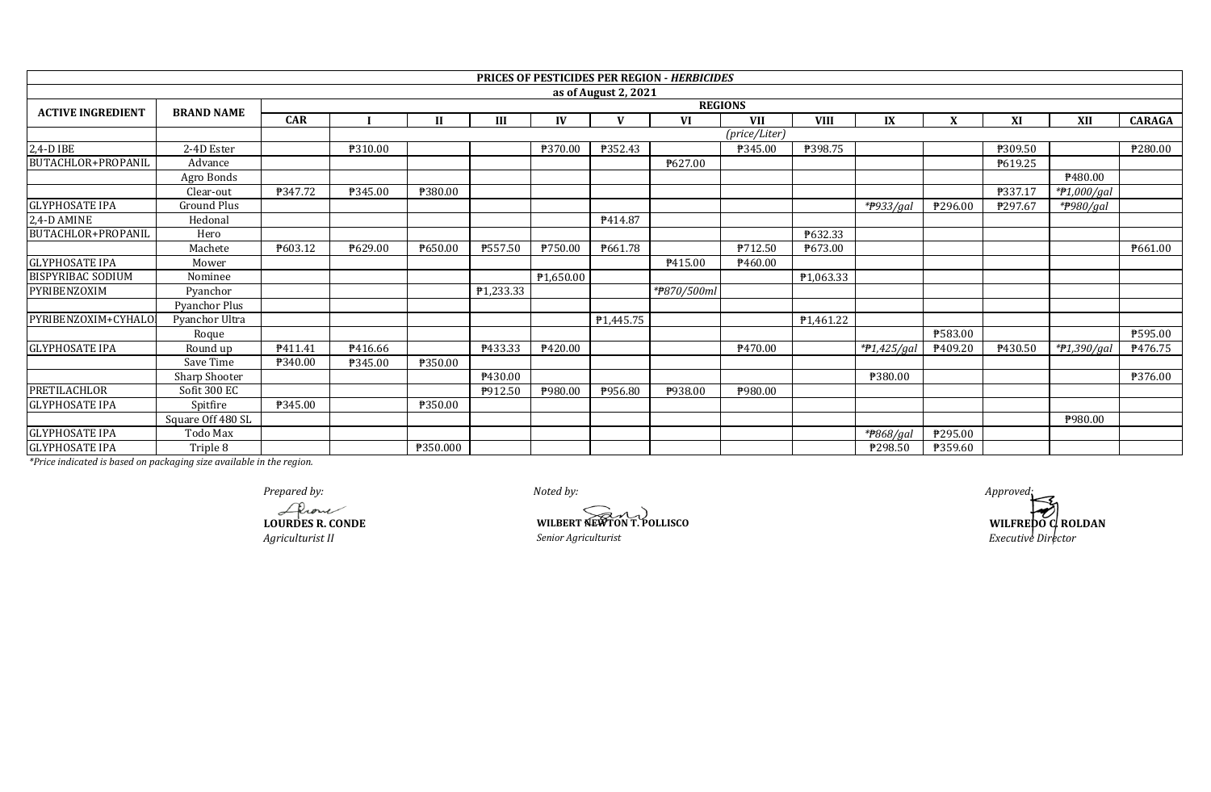| PRICES OF PESTICIDES PER REGION - *HERBICIDES* | | | | | | | | | | | | | | | |
|---|---|---|---|---|---|---|---|---|---|---|---|---|---|---|---|
| as of August 2, 2021 | | | | | | | | | | | | | | | |
| ACTIVE INGREDIENT | BRAND NAME | REGIONS | | | | | | | | | | | | | |
| | | CAR | I | II | III | IV | V | VI | VII | VIII | IX | X | XI | XII | CARAGA |
| | | *(price/Liter)* | | | | | | | | | | | | | |
| 2,4-D IBE | 2-4D Ester | | ₱310.00 | | | ₱370.00 | ₱352.43 | | ₱345.00 | ₱398.75 | | | ₱309.50 | | ₱280.00 |
| BUTACHLOR+PROPANIL | Advance | | | | | | | ₱627.00 | | | | | ₱619.25 | | |
| | Agro Bonds | | | | | | | | | | | | | ₱480.00 | |
| | Clear-out | ₱347.72 | ₱345.00 | ₱380.00 | | | | | | | | | ₱337.17 | *₱1,000/gal* | |
| GLYPHOSATE IPA | Ground Plus | | | | | | | | | | *₱933/gal* | ₱296.00 | ₱297.67 | *₱980/gal* | |
| 2,4-D AMINE | Hedonal | | | | | | ₱414.87 | | | | | | | | |
| BUTACHLOR+PROPANIL | Hero | | | | | | | | | ₱632.33 | | | | | |
| | Machete | ₱603.12 | ₱629.00 | ₱650.00 | ₱557.50 | ₱750.00 | ₱661.78 | | ₱712.50 | ₱673.00 | | | | | ₱661.00 |
| GLYPHOSATE IPA | Mower | | | | | | | ₱415.00 | ₱460.00 | | | | | | |
| BISPYRIBAC SODIUM | Nominee | | | | | ₱1,650.00 | | | | ₱1,063.33 | | | | | |
| PYRIBENZOXIM | Pyanchor | | | | ₱1,233.33 | | | *₱870/500ml* | | | | | | | |
| | Pyanchor Plus | | | | | | | | | | | | | | |
| PYRIBENZOXIM+CYHALO | Pyanchor Ultra | | | | | | ₱1,445.75 | | | ₱1,461.22 | | | | | |
| | Roque | | | | | | | | | | | ₱583.00 | | | ₱595.00 |
| GLYPHOSATE IPA | Round up | ₱411.41 | ₱416.66 | | ₱433.33 | ₱420.00 | | | ₱470.00 | | *₱1,425/gal* | ₱409.20 | ₱430.50 | *₱1,390/gal* | ₱476.75 |
| | Save Time | ₱340.00 | ₱345.00 | ₱350.00 | | | | | | | | | | | |
| | Sharp Shooter | | | | ₱430.00 | | | | | | ₱380.00 | | | | ₱376.00 |
| PRETILACHLOR | Sofit 300 EC | | | | ₱912.50 | ₱980.00 | ₱956.80 | ₱938.00 | ₱980.00 | | | | | | |
| GLYPHOSATE IPA | Spitfire | ₱345.00 | | ₱350.00 | | | | | | | | | | | |
| | Square Off 480 SL | | | | | | | | | | | | | ₱980.00 | |
| GLYPHOSATE IPA | Todo Max | | | | | | | | | | *₱868/gal* | ₱295.00 | | | |
| GLYPHOSATE IPA | Triple 8 | | | ₱350.000 | | | | | | | ₱298.50 | ₱359.60 | | | |

*\*Price indicated is based on packaging size available in the region.*

*Prepared by:*

**LOURDES R. CONDE**
*Agriculturist II*

*Noted by:*

**WILBERT NEWTON T. POLLISCO**
*Senior Agriculturist*

*Approved:*

**WILFREDO C. ROLDAN**
*Executive Director*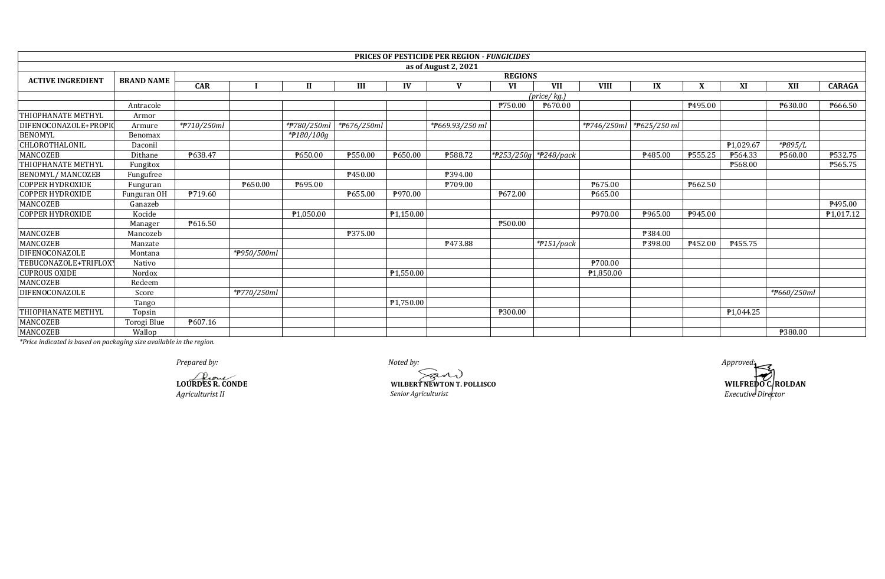| PRICES OF PESTICIDE PER REGION - *FUNGICIDES* | | | | | | | | | | | | | | | | |
|---|---|---|---|---|---|---|---|---|---|---|---|---|---|---|---|---|
| as of August 2, 2021 | | | | | | | | | | | | | | | | |
| **ACTIVE INGREDIENT** | **BRAND NAME** | **REGIONS** | | | | | | | | | | | | | | |
| | | **CAR** | **I** | **II** | **III** | **IV** | **V** | **VI** | **VII** | **VIII** | **IX** | **X** | **XI** | **XII** | **CARAGA** |
| | | | *(price/ kg.)* | | | | | | | | | | | | |
| | Antracole | | | | | | | ₱750.00 | ₱670.00 | | | ₱495.00 | | ₱630.00 | ₱666.50 |
| THIOPHANATE METHYL | Armor | | | | | | | | | | | | | | |
| DIFENOCONAZOLE+PROPIC | Armure | *₱710/250ml* | | *₱780/250ml* | *₱676/250ml* | | *₱669.93/250 ml* | | | *₱746/250ml* | *₱625/250 ml* | | | | |
| BENOMYL | Benomax | | | *₱180/100g* | | | | | | | | | | | |
| CHLOROTHALONIL | Daconil | | | | | | | | | | | | ₱1,029.67 | *₱895/L* | |
| MANCOZEB | Dithane | ₱638.47 | | ₱650.00 | ₱550.00 | ₱650.00 | ₱588.72 | *₱253/250g* | *₱248/pack* | | ₱485.00 | ₱555.25 | ₱564.33 | ₱560.00 | ₱532.75 |
| THIOPHANATE METHYL | Fungitox | | | | | | | | | | | | ₱568.00 | | ₱565.75 |
| BENOMYL/ MANCOZEB | Fungufree | | | | ₱450.00 | | ₱394.00 | | | | | | | | |
| COPPER HYDROXIDE | Funguran | | ₱650.00 | ₱695.00 | | | ₱709.00 | | | ₱675.00 | | ₱662.50 | | | |
| COPPER HYDROXIDE | Funguran OH | ₱719.60 | | | ₱655.00 | ₱970.00 | | ₱672.00 | | ₱665.00 | | | | | |
| MANCOZEB | Ganazeb | | | | | | | | | | | | | | ₱495.00 |
| COPPER HYDROXIDE | Kocide | | | ₱1,050.00 | | ₱1,150.00 | | | | ₱970.00 | ₱965.00 | ₱945.00 | | | ₱1,017.12 |
| | Manager | ₱616.50 | | | | | | ₱500.00 | | | | | | | |
| MANCOZEB | Mancozeb | | | | ₱375.00 | | | | | | ₱384.00 | | | | |
| MANCOZEB | Manzate | | | | | | ₱473.88 | | *₱151/pack* | | ₱398.00 | ₱452.00 | ₱455.75 | | |
| DIFENOCONAZOLE | Montana | | *₱950/500ml* | | | | | | | | | | | | |
| TEBUCONAZOLE+TRIFLOXY | Nativo | | | | | | | | | ₱700.00 | | | | | |
| CUPROUS OXIDE | Nordox | | | | | ₱1,550.00 | | | | ₱1,850.00 | | | | | |
| MANCOZEB | Redeem | | | | | | | | | | | | | | |
| DIFENOCONAZOLE | Score | | *₱770/250ml* | | | | | | | | | | | *₱660/250ml* | |
| | Tango | | | | | ₱1,750.00 | | | | | | | | | |
| THIOPHANATE METHYL | Topsin | | | | | | | ₱300.00 | | | | | ₱1,044.25 | | |
| MANCOZEB | Torogi Blue | ₱607.16 | | | | | | | | | | | | | |
| MANCOZEB | Wallop | | | | | | | | | | | | | ₱380.00 | |

*\*Price indicated is based on packaging size available in the region.*

*Prepared by:*

**LOURDES R. CONDE**
*Agriculturist II*

*Noted by:*

**WILBERT NEWTON T. POLLISCO**
*Senior Agriculturist*

*Approved:*

**WILFREDO C. ROLDAN**
*Executive Director*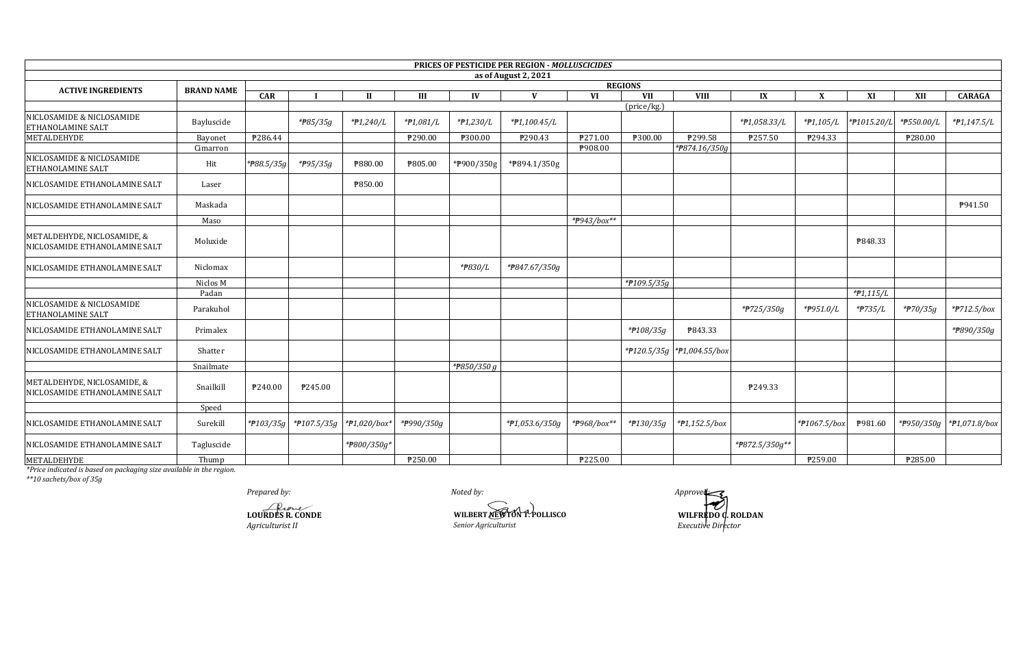| PRICES OF PESTICIDE PER REGION - *MOLLUSCICIDES* | | | | | | | | | | | | | | | | |
|---|---|---|---|---|---|---|---|---|---|---|---|---|---|---|---|---|
| as of August 2, 2021 | | | | | | | | | | | | | | | | |
| ACTIVE INGREDIENTS | BRAND NAME | REGIONS | | | | | | | | | | | | | | |
| | | CAR | I | II | III | IV | V | VI | VII | VIII | IX | X | XI | XII | CARAGA |
| | | (price/kg.) | | | | | | | | | | | | | |
| NICLOSAMIDE & NICLOSAMIDE ETHANOLAMINE SALT | Bayluscide | | *₱85/35g | *₱1,240/L | *₱1,081/L | *₱1,230/L | *₱1,100.45/L | | | | *₱1,058.33/L | *₱1,105/L | *₱1015.20/L | *₱550.00/L | *₱1,147.5/L |
| METALDEHYDE | Bayonet | ₱286.44 | | | ₱290.00 | ₱300.00 | ₱290.43 | ₱271.00 | ₱300.00 | ₱299.58 | ₱257.50 | ₱294.33 | | ₱280.00 | |
| | Cimarron | | | | | | | ₱908.00 | | *₱874.16/350g | | | | | |
| NICLOSAMIDE & NICLOSAMIDE ETHANOLAMINE SALT | Hit | *₱88.5/35g | *₱95/35g | ₱880.00 | ₱805.00 | *₱900/350g | *₱894.1/350g | | | | | | | | |
| NICLOSAMIDE ETHANOLAMINE SALT | Laser | | | ₱850.00 | | | | | | | | | | | |
| NICLOSAMIDE ETHANOLAMINE SALT | Maskada | | | | | | | | | | | | | | ₱941.50 |
| | Maso | | | | | | | *₱943/box** | | | | | | | |
| METALDEHYDE, NICLOSAMIDE, & NICLOSAMIDE ETHANOLAMINE SALT | Moluxide | | | | | | | | | | | | ₱848.33 | | |
| NICLOSAMIDE ETHANOLAMINE SALT | Niclomax | | | | | *₱830/L | *₱847.67/350g | | | | | | | | |
| | Niclos M | | | | | | | | *₱109.5/35g | | | | | | |
| | Padan | | | | | | | | | | | | *₱1,115/L | | |
| NICLOSAMIDE & NICLOSAMIDE ETHANOLAMINE SALT | Parakuhol | | | | | | | | | | *₱725/350g | *₱951.0/L | *₱735/L | *₱70/35g | *₱712.5/box |
| NICLOSAMIDE ETHANOLAMINE SALT | Primalex | | | | | | | | *₱108/35g | ₱843.33 | | | | | *₱890/350g |
| NICLOSAMIDE ETHANOLAMINE SALT | Shatter | | | | | | | | *₱120.5/35g | *₱1,004.55/box | | | | | |
| | Snailmate | | | | | *₱850/350 g | | | | | | | | | |
| METALDEHYDE, NICLOSAMIDE, & NICLOSAMIDE ETHANOLAMINE SALT | Snailkill | ₱240.00 | ₱245.00 | | | | | | | | ₱249.33 | | | | |
| | Speed | | | | | | | | | | | | | | |
| NICLOSAMIDE ETHANOLAMINE SALT | Surekill | *₱103/35g | *₱107.5/35g | *₱1,020/box* | *₱990/350g | | *₱1,053.6/350g | *₱968/box** | *₱130/35g | *₱1,152.5/box | | *₱1067.5/box | ₱981.60 | *₱950/350g | *₱1,071.8/box |
| NICLOSAMIDE ETHANOLAMINE SALT | Tagluscide | | | *₱800/350g* | | | | | | | *₱872.5/350g** | | | | |
| METALDEHYDE | Thump | | | | ₱250.00 | | | ₱225.00 | | | | ₱259.00 | | ₱285.00 | |

*Price indicated is based on packaging size available in the region.
**10 sachets/box of 35g

*Prepared by:*

**LOURDES R. CONDE**
*Agriculturist II*

*Noted by:*

**WILBERT NEWTON T. POLLISCO**
*Senior Agriculturist*

*Approved:*

**WILFREDO C. ROLDAN**
*Executive Director*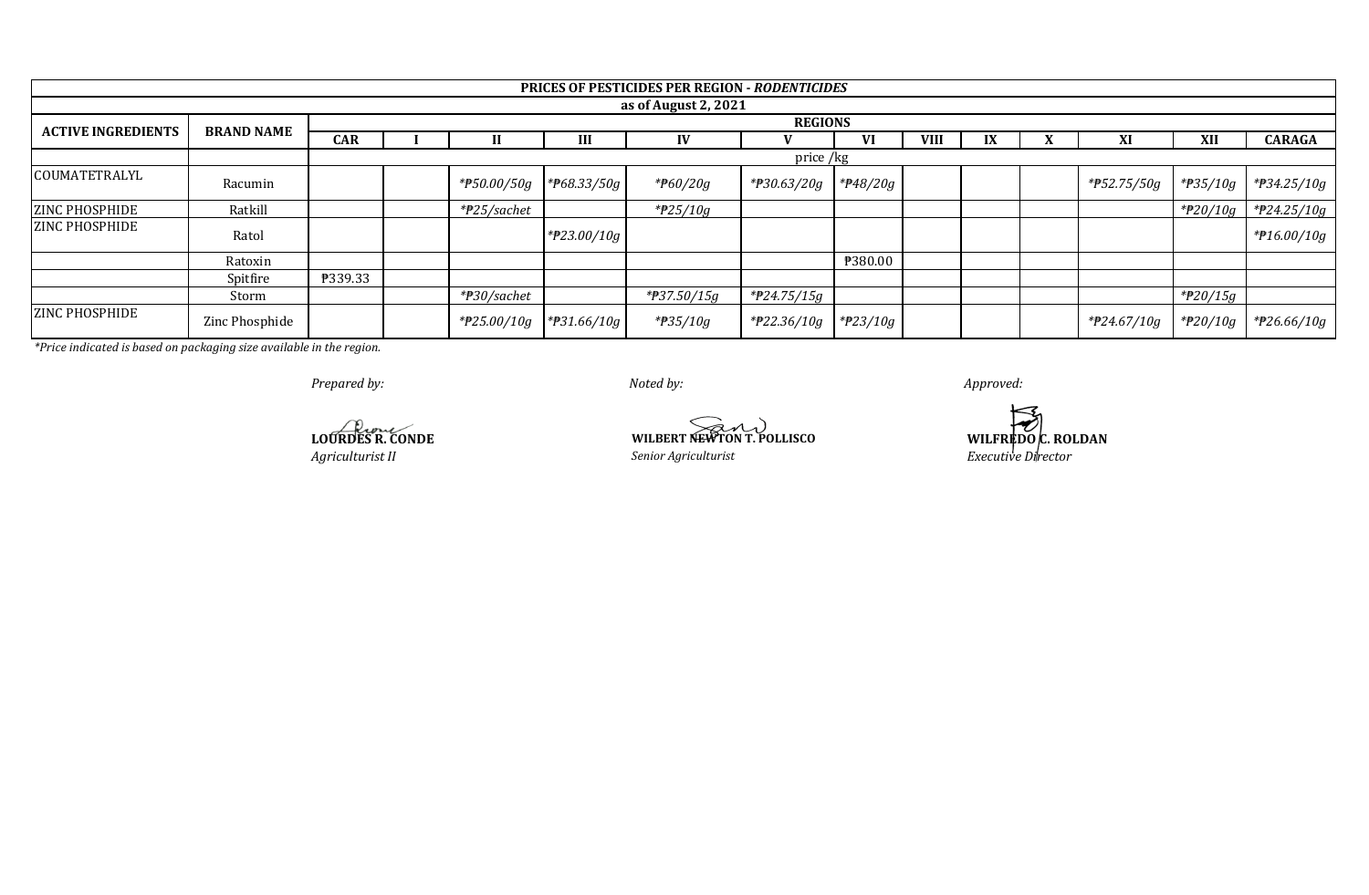| PRICES OF PESTICIDES PER REGION - *RODENTICIDES* | | | | | | | | | | | | | | | |
|---|---|---|---|---|---|---|---|---|---|---|---|---|---|---|---|
| as of August 2, 2021 | | | | | | | | | | | | | | | |
| ACTIVE INGREDIENTS | BRAND NAME | REGIONS | | | | | | | | | | | | | |
| | | CAR | I | II | III | IV | V | VI | VIII | IX | X | XI | XII | CARAGA |
| | | price /kg | | | | | | | | | | | | | |
| COUMATETRALYL | Racumin | | | *₱50.00/50g | *₱68.33/50g | *₱60/20g | *₱30.63/20g | *₱48/20g | | | | *₱52.75/50g | *₱35/10g | *₱34.25/10g |
| ZINC PHOSPHIDE | Ratkill | | | *₱25/sachet | | *₱25/10g | | | | | | | *₱20/10g | *₱24.25/10g |
| ZINC PHOSPHIDE | Ratol | | | | *₱23.00/10g | | | | | | | | | *₱16.00/10g |
| | Ratoxin | | | | | | | ₱380.00 | | | | | | |
| | Spitfire | ₱339.33 | | | | | | | | | | | | |
| | Storm | | | *₱30/sachet | | *₱37.50/15g | *₱24.75/15g | | | | | | *₱20/15g | |
| ZINC PHOSPHIDE | Zinc Phosphide | | | *₱25.00/10g | *₱31.66/10g | *₱35/10g | *₱22.36/10g | *₱23/10g | | | | *₱24.67/10g | *₱20/10g | *₱26.66/10g |

*\*Price indicated is based on packaging size available in the region.*

*Prepared by:*

**LOURDES R. CONDE**
*Agriculturist II*

*Noted by:*

**WILBERT NEWTON T. POLLISCO**
*Senior Agriculturist*

*Approved:*

**WILFREDO C. ROLDAN**
*Executive Director*